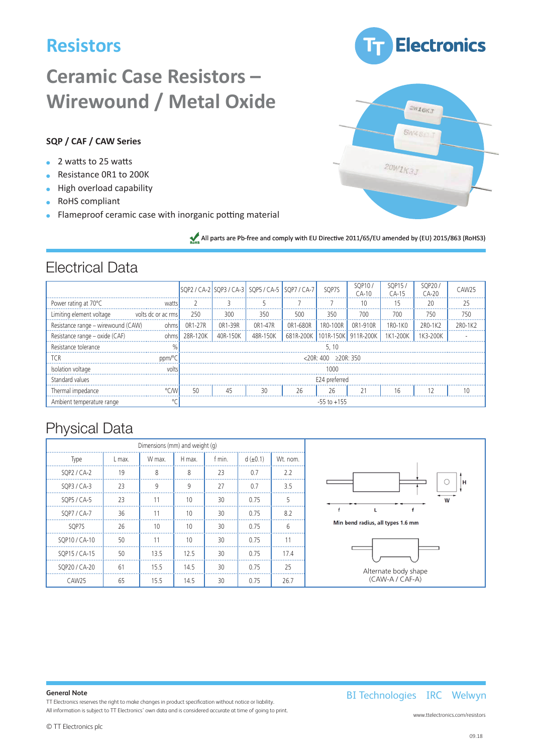# Resistors

# Ceramic Case Resistors – Wirewound / Metal Oxide

### SQP / CAF / CAW Series

- 2 watts to 25 watts
- Resistance 0R1 to 200K
- High overload capability
- RoHS compliant
- Flameproof ceramic case with inorganic potting material

All parts are Pb-free and comply with EU Directive 2011/65/EU amended by (EU) 2015/863 (RoHS3)

## Electrical Data

| | | SQP2 / CA-2 | SQP3 / CA-3 | SQP5 / CA-5 | SQP7 / CA-7 | SQP7S | SQP10 / CA-10 | SQP15 / CA-15 | SQP20 / CA-20 | CAW25 |
|---|---|---|---|---|---|---|---|---|---|---|
| Power rating at 70°C | watts | 2 | 3 | 5 | 7 | 7 | 10 | 15 | 20 | 25 |
| Limiting element voltage | volts dc or ac rms | 250 | 300 | 350 | 500 | 350 | 700 | 700 | 750 | 750 |
| Resistance range – wirewound (CAW) | ohms | 0R1-27R | 0R1-39R | 0R1-47R | 0R1-680R | 1R0-100R | 0R1-910R | 1R0-1K0 | 2R0-1K2 | 2R0-1K2 |
| Resistance range – oxide (CAF) | ohms | 28R-120K | 40R-150K | 48R-150K | 681R-200K | 101R-150K | 911R-200K | 1K1-200K | 1K3-200K | - |
| Resistance tolerance | % | 5, 10 | | | | | | | | |
| TCR | ppm/°C | <20R: 400 ≥20R: 350 | | | | | | | | |
| Isolation voltage | volts | 1000 | | | | | | | | |
| Standard values | | E24 preferred | | | | | | | | |
| Thermal impedance | °C/W | 50 | 45 | 30 | 26 | 26 | 21 | 16 | 12 | 10 |
| Ambient temperature range | °C | -55 to +155 | | | | | | | | |

## Physical Data

| Dimensions (mm) and weight (g) | | | | | | |
|---|---|---|---|---|---|---|
| Type | L max. | W max. | H max. | f min. | d (±0.1) | Wt. nom. |
| SQP2 / CA-2 | 19 | 8 | 8 | 23 | 0.7 | 2.2 |
| SQP3 / CA-3 | 23 | 9 | 9 | 27 | 0.7 | 3.5 |
| SQP5 / CA-5 | 23 | 11 | 10 | 30 | 0.75 | 5 |
| SQP7 / CA-7 | 36 | 11 | 10 | 30 | 0.75 | 8.2 |
| SQP7S | 26 | 10 | 10 | 30 | 0.75 | 6 |
| SQP10 / CA-10 | 50 | 11 | 10 | 30 | 0.75 | 11 |
| SQP15 / CA-15 | 50 | 13.5 | 12.5 | 30 | 0.75 | 17.4 |
| SQP20 / CA-20 | 61 | 15.5 | 14.5 | 30 | 0.75 | 25 |
| CAW25 | 65 | 15.5 | 14.5 | 30 | 0.75 | 26.7 |

Min bend radius, all types 1.6 mm

Alternate body shape (CAW-A / CAF-A)

**General Note**

TT Electronics reserves the right to make changes in product specification without notice or liability.
All information is subject to TT Electronics' own data and is considered accurate at time of going to print.

© TT Electronics plc

BI Technologies IRC Welwyn

www.ttelectronics.com/resistors

09.18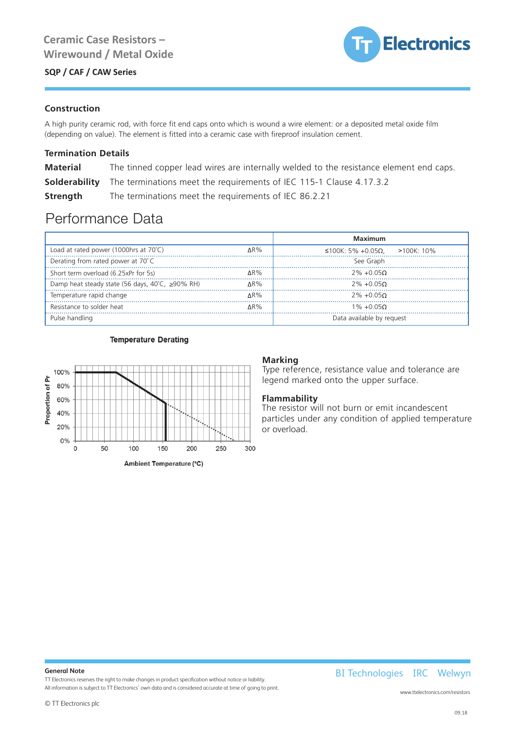## Construction

A high purity ceramic rod, with force fit end caps onto which is wound a wire element: or a deposited metal oxide film (depending on value). The element is fitted into a ceramic case with fireproof insulation cement.

## Termination Details

**Material** The tinned copper lead wires are internally welded to the resistance element end caps.

**Solderability** The terminations meet the requirements of IEC 115-1 Clause 4.17.3.2

**Strength** The terminations meet the requirements of IEC 86.2.21

# Performance Data

| | | Maximum |
|---|---|---|
| Load at rated power (1000hrs at 70°C) | ΔR% | ≤100K: 5% +0.05Ω, >100K: 10% |
| Derating from rated power at 70°C | | See Graph |
| Short term overload (6.25xPr for 5s) | ΔR% | 2% +0.05Ω |
| Damp heat steady state (56 days, 40°C, ≥90% RH) | ΔR% | 2% +0.05Ω |
| Temperature rapid change | ΔR% | 2% +0.05Ω |
| Resistance to solder heat | ΔR% | 1% +0.05Ω |
| Pulse handling | | Data available by request |

**Temperature Derating**

Proportion of Pr: 0%, 20%, 40%, 60%, 80%, 100%

Ambient Temperature (°C): 0, 50, 100, 150, 200, 250, 300

## Marking

Type reference, resistance value and tolerance are legend marked onto the upper surface.

## Flammability

The resistor will not burn or emit incandescent particles under any condition of applied temperature or overload.

**General Note**

TT Electronics reserves the right to make changes in product specification without notice or liability.
All information is subject to TT Electronics' own data and is considered accurate at time of going to print.

© TT Electronics plc

BI Technologies IRC Welwyn

www.ttelectronics.com/resistors

09.18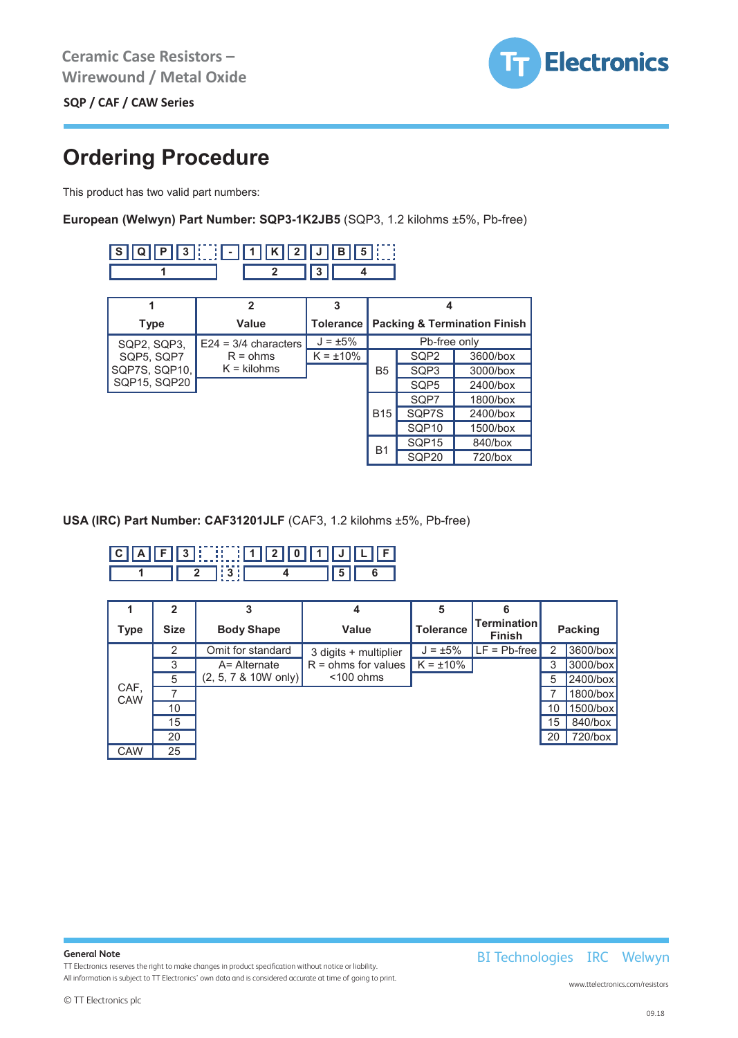# Ordering Procedure

This product has two valid part numbers:

**European (Welwyn) Part Number: SQP3-1K2JB5** (SQP3, 1.2 kilohms ±5%, Pb-free)

| S | Q | P | 3 | | - | 1 | K | 2 | J | B | 5 | |
|---|---|---|---|---|---|---|---|---|---|---|---|---|
| 1 | | | | | | 2 | | | 3 | 4 | | |

| 1<br>Type | 2<br>Value | 3<br>Tolerance | 4<br>Packing & Termination Finish | | |
|---|---|---|---|---|---|
| SQP2, SQP3, SQP5, SQP7 SQP7S, SQP10, SQP15, SQP20 | E24 = 3/4 characters<br>R = ohms<br>K = kilohms | J = ±5% | Pb-free only | | |
| | | K = ±10% | B5 | SQP2 | 3600/box |
| | | | | SQP3 | 3000/box |
| | | | | SQP5 | 2400/box |
| | | | B15 | SQP7 | 1800/box |
| | | | | SQP7S | 2400/box |
| | | | | SQP10 | 1500/box |
| | | | B1 | SQP15 | 840/box |
| | | | | SQP20 | 720/box |

**USA (IRC) Part Number: CAF31201JLF** (CAF3, 1.2 kilohms ±5%, Pb-free)

| C | A | F | 3 | | 1 | 2 | 0 | 1 | J | L | F |
|---|---|---|---|---|---|---|---|---|---|---|---|
| 1 | | | 2 | 3 | 4 | | | | 5 | 6 | |

| 1<br>Type | 2<br>Size | 3<br>Body Shape | 4<br>Value | 5<br>Tolerance | 6<br>Termination Finish | Packing | |
|---|---|---|---|---|---|---|---|
| CAF, CAW | 2 | Omit for standard | 3 digits + multiplier<br>R = ohms for values <100 ohms | J = ±5% | LF = Pb-free | 2 | 3600/box |
| | 3 | A= Alternate (2, 5, 7 & 10W only) | | K = ±10% | | 3 | 3000/box |
| | 5 | | | | | 5 | 2400/box |
| | 7 | | | | | 7 | 1800/box |
| | 10 | | | | | 10 | 1500/box |
| | 15 | | | | | 15 | 840/box |
| | 20 | | | | | 20 | 720/box |
| CAW | 25 | | | | | | |

**General Note**

TT Electronics reserves the right to make changes in product specification without notice or liability.
All information is subject to TT Electronics' own data and is considered accurate at time of going to print.

© TT Electronics plc

BI Technologies IRC Welwyn

www.ttelectronics.com/resistors

09.18